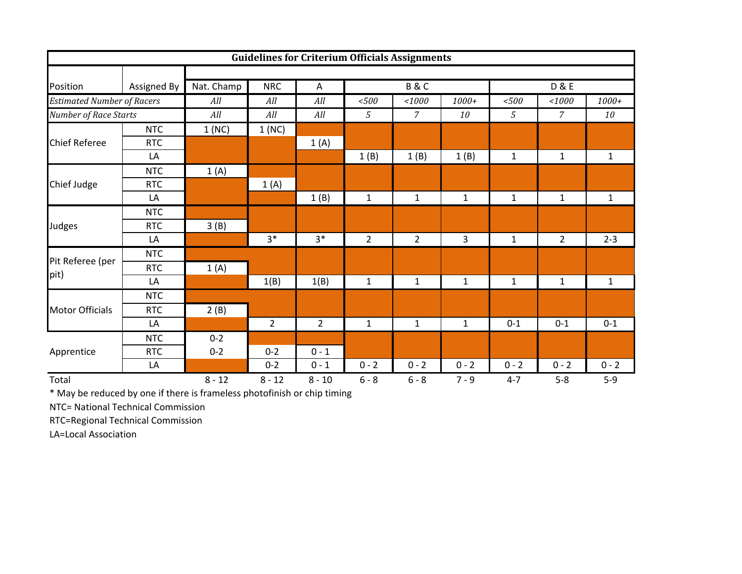| Guidelines for Criterium Officials Assignments | | | | | | | | | | |
|---|---|---|---|---|---|---|---|---|---|---|
| Position | Assigned By | Nat. Champ | NRC | A | B & C | | | D & E | | |
| *Estimated Number of Racers* | | *All* | *All* | *All* | *<500* | *<1000* | *1000+* | *<500* | *<1000* | *1000+* |
| *Number of Race Starts* | | *All* | *All* | *All* | *5* | *7* | *10* | *5* | *7* | *10* |
| Chief Referee | NTC | 1 (NC) | 1 (NC) | | | | | | | |
| | RTC | | | 1 (A) | | | | | | |
| | LA | | | | 1 (B) | 1 (B) | 1 (B) | 1 | 1 | 1 |
| Chief Judge | NTC | 1 (A) | | | | | | | | |
| | RTC | | 1 (A) | | | | | | | |
| | LA | | | 1 (B) | 1 | 1 | 1 | 1 | 1 | 1 |
| Judges | NTC | | | | | | | | | |
| | RTC | 3 (B) | | | | | | | | |
| | LA | | 3* | 3* | 2 | 2 | 3 | 1 | 2 | 2-3 |
| Pit Referee (per pit) | NTC | | | | | | | | | |
| | RTC | 1 (A) | | | | | | | | |
| | LA | | 1(B) | 1(B) | 1 | 1 | 1 | 1 | 1 | 1 |
| Motor Officials | NTC | | | | | | | | | |
| | RTC | 2 (B) | | | | | | | | |
| | LA | | 2 | 2 | 1 | 1 | 1 | 0-1 | 0-1 | 0-1 |
| Apprentice | NTC | 0-2 | | | | | | | | |
| | RTC | 0-2 | 0-2 | 0 - 1 | | | | | | |
| | LA | | 0-2 | 0 - 1 | 0 - 2 | 0 - 2 | 0 - 2 | 0 - 2 | 0 - 2 | 0 - 2 |
| Total | | 8 - 12 | 8 - 12 | 8 - 10 | 6 - 8 | 6 - 8 | 7 - 9 | 4-7 | 5-8 | 5-9 |

* May be reduced by one if there is frameless photofinish or chip timing

NTC= National Technical Commission

RTC=Regional Technical Commission

LA=Local Association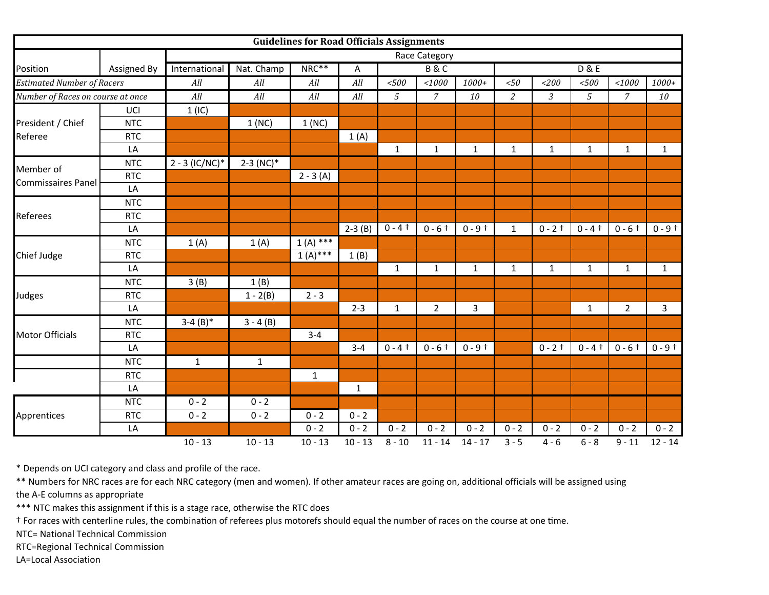| Guidelines for Road Officials Assignments | | | | | | | | | | | | | | |
|---|---|---|---|---|---|---|---|---|---|---|---|---|---|---|
| | | Race Category | | | | | | | | | | | | |
| Position | Assigned By | International | Nat. Champ | NRC** | A | B & C | | | D & E | | | | | |
| *Estimated Number of Racers* | | *All* | *All* | *All* | *All* | *<500* | *<1000* | *1000+* | *<50* | *<200* | *<500* | *<1000* | *1000+* |
| *Number of Races on course at once* | | *All* | *All* | *All* | *All* | *5* | *7* | *10* | *2* | *3* | *5* | *7* | *10* |
| President / Chief Referee | UCI | 1 (IC) | | | | | | | | | | | | |
| | NTC | | 1 (NC) | 1 (NC) | | | | | | | | | | |
| | RTC | | | | 1 (A) | | | | | | | | | |
| | LA | | | | | 1 | 1 | 1 | 1 | 1 | 1 | 1 | 1 |
| Member of Commissaires Panel | NTC | 2 - 3 (IC/NC)* | 2-3 (NC)* | | | | | | | | | | | |
| | RTC | | | 2 - 3 (A) | | | | | | | | | | |
| | LA | | | | | | | | | | | | | |
| Referees | NTC | | | | | | | | | | | | | |
| | RTC | | | | | | | | | | | | | |
| | LA | | | | 2-3 (B) | 0 - 4 † | 0 - 6 † | 0 - 9 † | 1 | 0 - 2 † | 0 - 4 † | 0 - 6 † | 0 - 9 † |
| Chief Judge | NTC | 1 (A) | 1 (A) | 1 (A) *** | | | | | | | | | | |
| | RTC | | | 1 (A)*** | 1 (B) | | | | | | | | | |
| | LA | | | | | 1 | 1 | 1 | 1 | 1 | 1 | 1 | 1 |
| Judges | NTC | 3 (B) | 1 (B) | | | | | | | | | | | |
| | RTC | | 1 - 2(B) | 2 - 3 | | | | | | | | | | |
| | LA | | | | 2-3 | 1 | 2 | 3 | | | 1 | 2 | 3 |
| Motor Officials | NTC | 3-4 (B)* | 3 - 4 (B) | | | | | | | | | | | |
| | RTC | | | 3-4 | | | | | | | | | | |
| | LA | | | | 3-4 | 0 - 4 † | 0 - 6 † | 0 - 9 † | | 0 - 2 † | 0 - 4 † | 0 - 6 † | 0 - 9 † |
| | NTC | 1 | 1 | | | | | | | | | | | |
| | RTC | | | 1 | | | | | | | | | | |
| | LA | | | | 1 | | | | | | | | | |
| Apprentices | NTC | 0 - 2 | 0 - 2 | | | | | | | | | | | |
| | RTC | 0 - 2 | 0 - 2 | 0 - 2 | 0 - 2 | | | | | | | | | |
| | LA | | | 0 - 2 | 0 - 2 | 0 - 2 | 0 - 2 | 0 - 2 | 0 - 2 | 0 - 2 | 0 - 2 | 0 - 2 | 0 - 2 |
| | | 10 - 13 | 10 - 13 | 10 - 13 | 10 - 13 | 8 - 10 | 11 - 14 | 14 - 17 | 3 - 5 | 4 - 6 | 6 - 8 | 9 - 11 | 12 - 14 |

\* Depends on UCI category and class and profile of the race.

** Numbers for NRC races are for each NRC category (men and women). If other amateur races are going on, additional officials will be assigned using the A-E columns as appropriate

*** NTC makes this assignment if this is a stage race, otherwise the RTC does

† For races with centerline rules, the combination of referees plus motorefs should equal the number of races on the course at one time.

NTC= National Technical Commission

RTC=Regional Technical Commission

LA=Local Association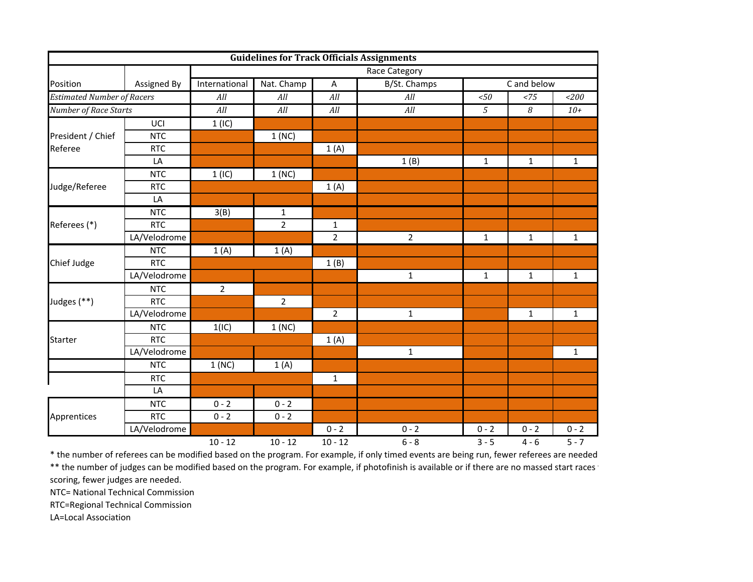| Guidelines for Track Officials Assignments | | | | | | | | |
|---|---|---|---|---|---|---|---|---|
| | | Race Category | | | | | | |
| Position | Assigned By | International | Nat. Champ | A | B/St. Champs | C and below | | |
| *Estimated Number of Racers* | | *All* | *All* | *All* | *All* | *<50* | *<75* | *<200* |
| *Number of Race Starts* | | *All* | *All* | *All* | *All* | *5* | *8* | *10+* |
| President / Chief Referee | UCI | 1 (IC) | | | | | | |
| | NTC | | 1 (NC) | | | | | |
| | RTC | | | 1 (A) | | | | |
| | LA | | | | 1 (B) | 1 | 1 | 1 |
| Judge/Referee | NTC | 1 (IC) | 1 (NC) | | | | | |
| | RTC | | | 1 (A) | | | | |
| | LA | | | | | | | |
| Referees (*) | NTC | 3(B) | 1 | | | | | |
| | RTC | | 2 | 1 | | | | |
| | LA/Velodrome | | | 2 | 2 | 1 | 1 | 1 |
| Chief Judge | NTC | 1 (A) | 1 (A) | | | | | |
| | RTC | | | 1 (B) | | | | |
| | LA/Velodrome | | | | 1 | 1 | 1 | 1 |
| Judges (**) | NTC | 2 | | | | | | |
| | RTC | | 2 | | | | | |
| | LA/Velodrome | | | 2 | 1 | | 1 | 1 |
| Starter | NTC | 1(IC) | 1 (NC) | | | | | |
| | RTC | | | 1 (A) | | | | |
| | LA/Velodrome | | | | 1 | | | 1 |
| | NTC | 1 (NC) | 1 (A) | | | | | |
| | RTC | | | 1 | | | | |
| | LA | | | | | | | |
| Apprentices | NTC | 0 - 2 | 0 - 2 | | | | | |
| | RTC | 0 - 2 | 0 - 2 | | | | | |
| | LA/Velodrome | | | 0 - 2 | 0 - 2 | 0 - 2 | 0 - 2 | 0 - 2 |
| | | 10 - 12 | 10 - 12 | 10 - 12 | 6 - 8 | 3 - 5 | 4 - 6 | 5 - 7 |

* the number of referees can be modified based on the program. For example, if only timed events are being run, fewer referees are needed

** the number of judges can be modified based on the program. For example, if photofinish is available or if there are no massed start races scoring, fewer judges are needed.

NTC= National Technical Commission

RTC=Regional Technical Commission

LA=Local Association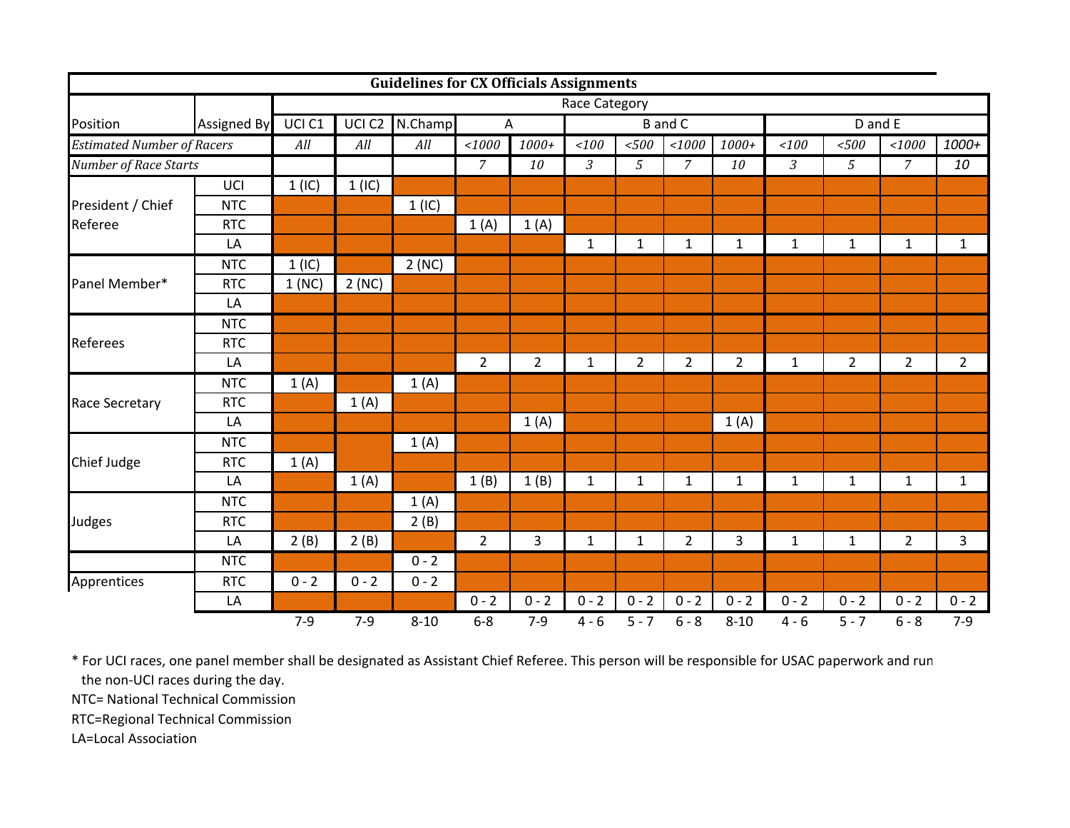| Guidelines for CX Officials Assignments | | | | | | | | | | | | | | | |
|---|---|---|---|---|---|---|---|---|---|---|---|---|---|---|---|
| | | Race Category | | | | | | | | | | | | | |
| Position | Assigned By | UCI C1 | UCI C2 | N.Champ | A | | B and C | | | | D and E | | | | |
| *Estimated Number of Racers* | | *All* | *All* | *All* | *<1000* | *1000+* | *<100* | *<500* | *<1000* | *1000+* | *<100* | *<500* | *<1000* | *1000+* |
| *Number of Race Starts* | | | | | *7* | *10* | *3* | *5* | *7* | *10* | *3* | *5* | *7* | *10* |
| President / Chief Referee | UCI | 1 (IC) | 1 (IC) | | | | | | | | | | | |
| | NTC | | | 1 (IC) | | | | | | | | | | |
| | RTC | | | | 1 (A) | 1 (A) | | | | | | | | |
| | LA | | | | | | 1 | 1 | 1 | 1 | 1 | 1 | 1 | 1 |
| Panel Member* | NTC | 1 (IC) | | 2 (NC) | | | | | | | | | | |
| | RTC | 1 (NC) | 2 (NC) | | | | | | | | | | | |
| | LA | | | | | | | | | | | | | |
| Referees | NTC | | | | | | | | | | | | | |
| | RTC | | | | | | | | | | | | | |
| | LA | | | | 2 | 2 | 1 | 2 | 2 | 2 | 1 | 2 | 2 | 2 |
| Race Secretary | NTC | 1 (A) | | 1 (A) | | | | | | | | | | |
| | RTC | | 1 (A) | | | | | | | | | | | |
| | LA | | | | | 1 (A) | | | | 1 (A) | | | | |
| Chief Judge | NTC | | | 1 (A) | | | | | | | | | | |
| | RTC | 1 (A) | | | | | | | | | | | | |
| | LA | | 1 (A) | | 1 (B) | 1 (B) | 1 | 1 | 1 | 1 | 1 | 1 | 1 | 1 |
| Judges | NTC | | | 1 (A) | | | | | | | | | | |
| | RTC | | | 2 (B) | | | | | | | | | | |
| | LA | 2 (B) | 2 (B) | | 2 | 3 | 1 | 1 | 2 | 3 | 1 | 1 | 2 | 3 |
| Apprentices | NTC | | | 0 - 2 | | | | | | | | | | |
| | RTC | 0 - 2 | 0 - 2 | 0 - 2 | | | | | | | | | | |
| | LA | | | | 0 - 2 | 0 - 2 | 0 - 2 | 0 - 2 | 0 - 2 | 0 - 2 | 0 - 2 | 0 - 2 | 0 - 2 | 0 - 2 |
| | | 7-9 | 7-9 | 8-10 | 6-8 | 7-9 | 4 - 6 | 5 - 7 | 6 - 8 | 8-10 | 4 - 6 | 5 - 7 | 6 - 8 | 7-9 |

\* For UCI races, one panel member shall be designated as Assistant Chief Referee. This person will be responsible for USAC paperwork and run the non-UCI races during the day.

NTC= National Technical Commission

RTC=Regional Technical Commission

LA=Local Association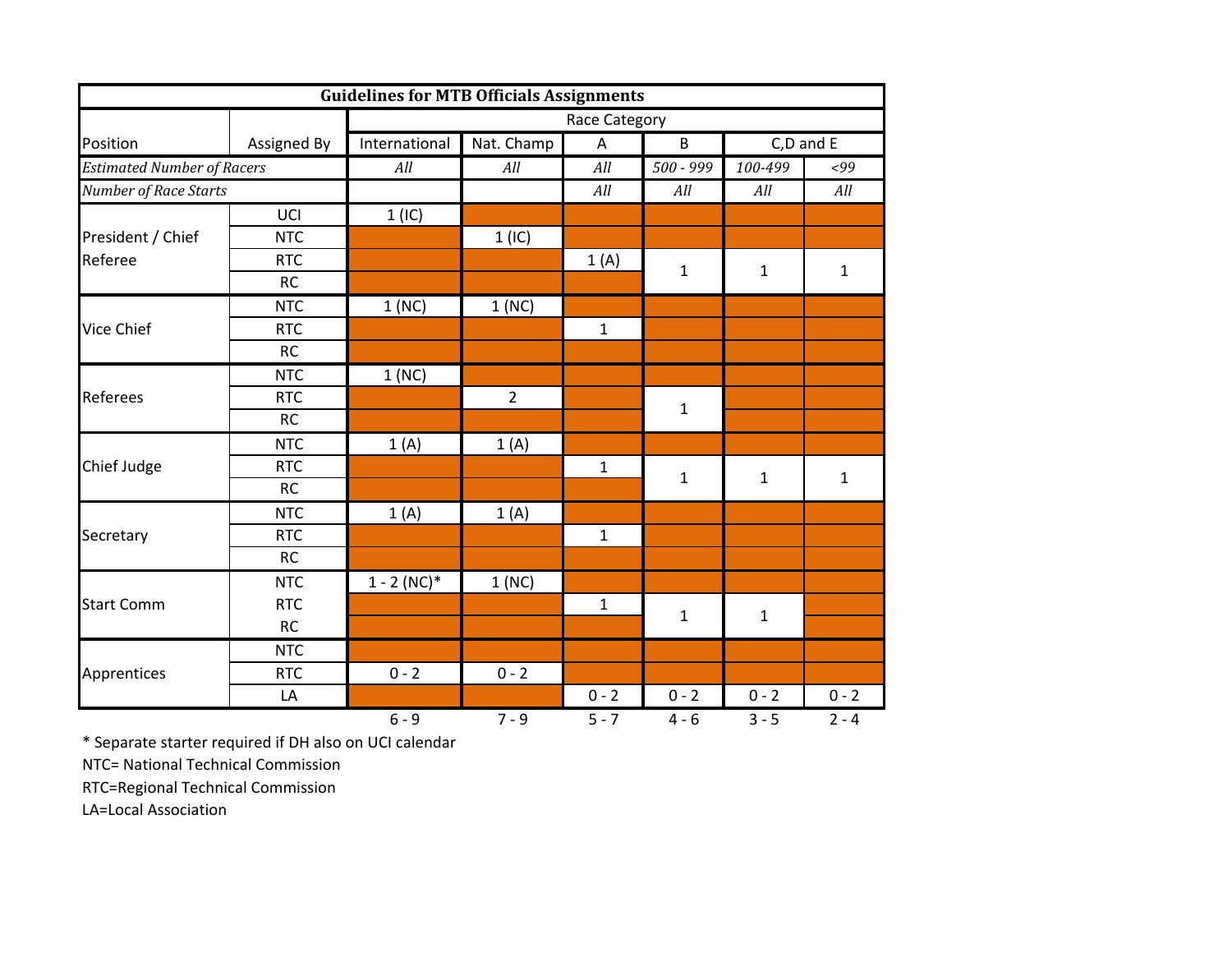| Guidelines for MTB Officials Assignments | | | | | | | |
|---|---|---|---|---|---|---|---|
| | | Race Category | | | | | |
| Position | Assigned By | International | Nat. Champ | A | B | C,D and E | |
| *Estimated Number of Racers* | | *All* | *All* | *All* | *500 - 999* | *100-499* | *<99* |
| *Number of Race Starts* | | | | *All* | *All* | *All* | *All* |
| President / Chief Referee | UCI | 1 (IC) | | | | | |
| | NTC | | 1 (IC) | | | | |
| | RTC | | | 1 (A) | 1 | 1 | 1 |
| | RC | | | | | | |
| Vice Chief | NTC | 1 (NC) | 1 (NC) | | | | |
| | RTC | | | 1 | | | |
| | RC | | | | | | |
| Referees | NTC | 1 (NC) | | | | | |
| | RTC | | 2 | | 1 | | |
| | RC | | | | | | |
| Chief Judge | NTC | 1 (A) | 1 (A) | | | | |
| | RTC | | | 1 | 1 | 1 | 1 |
| | RC | | | | | | |
| Secretary | NTC | 1 (A) | 1 (A) | | | | |
| | RTC | | | 1 | | | |
| | RC | | | | | | |
| Start Comm | NTC | 1 - 2 (NC)* | 1 (NC) | | | | |
| | RTC | | | 1 | 1 | 1 | |
| | RC | | | | | | |
| Apprentices | NTC | | | | | | |
| | RTC | 0 - 2 | 0 - 2 | | | | |
| | LA | | | 0 - 2 | 0 - 2 | 0 - 2 | 0 - 2 |
| | | 6 - 9 | 7 - 9 | 5 - 7 | 4 - 6 | 3 - 5 | 2 - 4 |

\* Separate starter required if DH also on UCI calendar

NTC= National Technical Commission

RTC=Regional Technical Commission

LA=Local Association